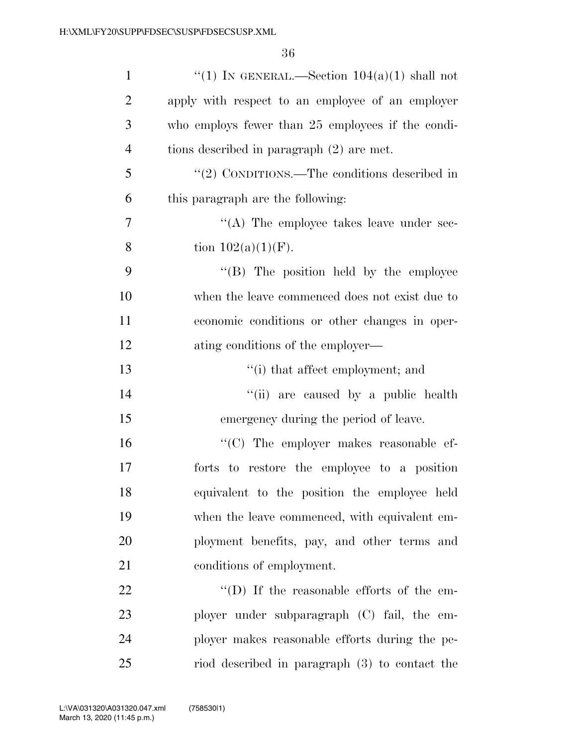"(1) IN GENERAL.—Section 104(a)(1) shall not apply with respect to an employee of an employer who employs fewer than 25 employees if the conditions described in paragraph (2) are met.

"(2) CONDITIONS.—The conditions described in this paragraph are the following:

"(A) The employee takes leave under section 102(a)(1)(F).

"(B) The position held by the employee when the leave commenced does not exist due to economic conditions or other changes in operating conditions of the employer—

"(i) that affect employment; and

"(ii) are caused by a public health emergency during the period of leave.

"(C) The employer makes reasonable efforts to restore the employee to a position equivalent to the position the employee held when the leave commenced, with equivalent employment benefits, pay, and other terms and conditions of employment.

"(D) If the reasonable efforts of the employer under subparagraph (C) fail, the employer makes reasonable efforts during the period described in paragraph (3) to contact the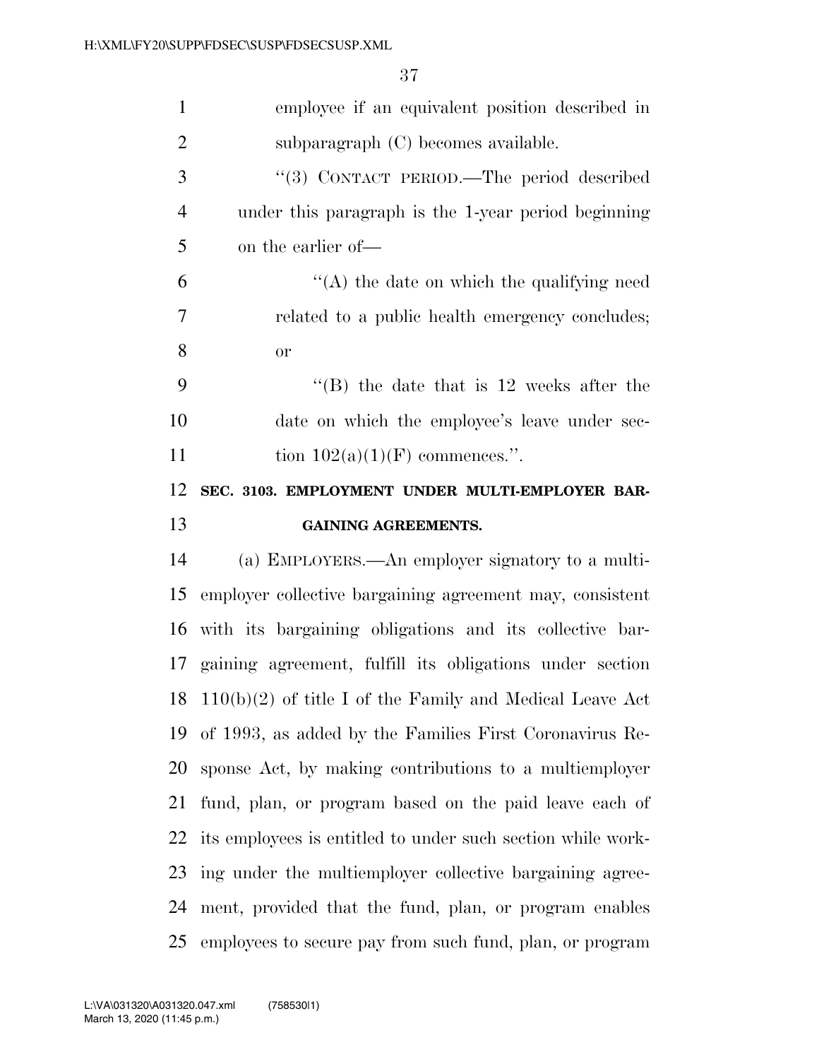employee if an equivalent position described in subparagraph (C) becomes available.

"(3) CONTACT PERIOD.—The period described under this paragraph is the 1-year period beginning on the earlier of—

"(A) the date on which the qualifying need related to a public health emergency concludes; or

"(B) the date that is 12 weeks after the date on which the employee's leave under section 102(a)(1)(F) commences.".

**SEC. 3103. EMPLOYMENT UNDER MULTI-EMPLOYER BARGAINING AGREEMENTS.**

(a) EMPLOYERS.—An employer signatory to a multiemployer collective bargaining agreement may, consistent with its bargaining obligations and its collective bargaining agreement, fulfill its obligations under section 110(b)(2) of title I of the Family and Medical Leave Act of 1993, as added by the Families First Coronavirus Response Act, by making contributions to a multiemployer fund, plan, or program based on the paid leave each of its employees is entitled to under such section while working under the multiemployer collective bargaining agreement, provided that the fund, plan, or program enables employees to secure pay from such fund, plan, or program